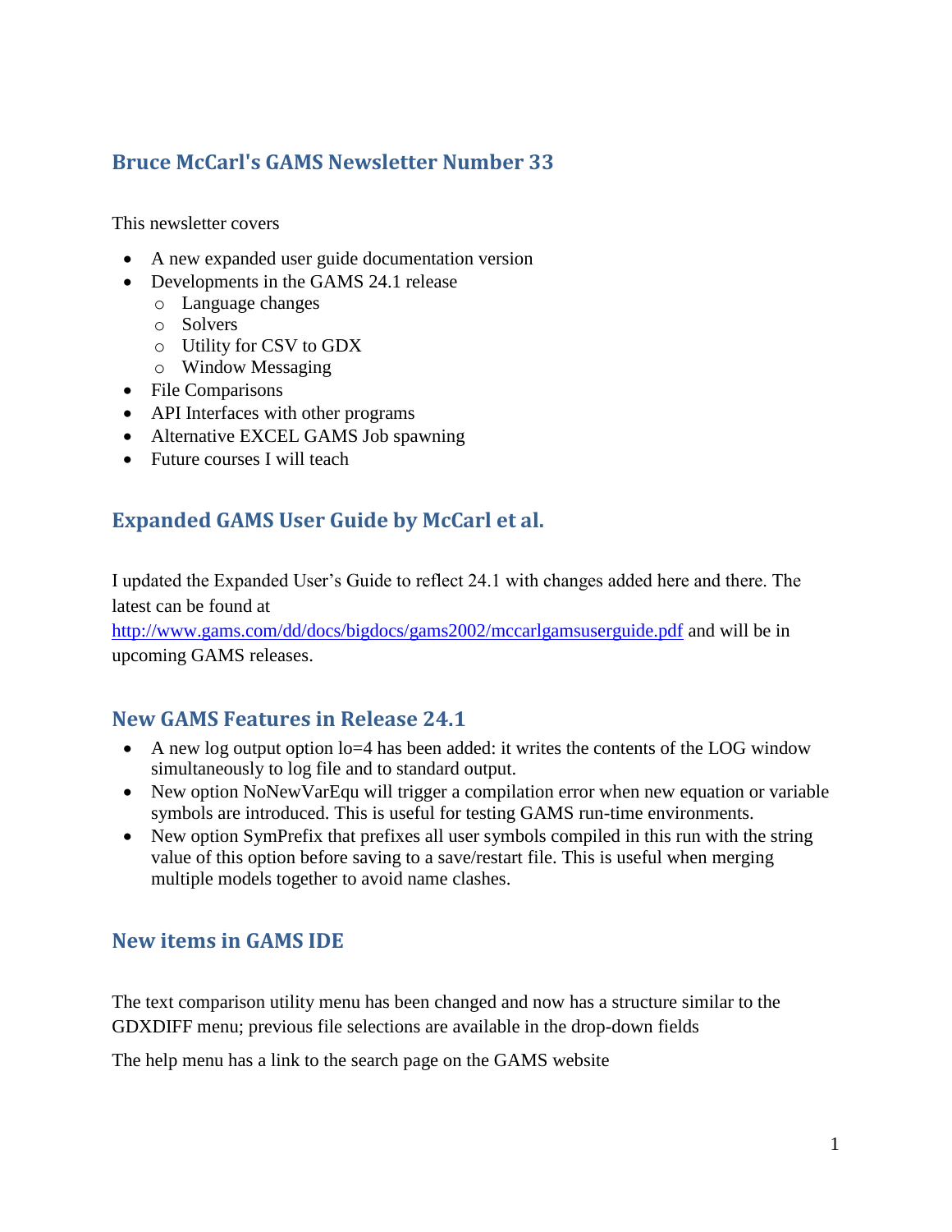## Bruce McCarl's GAMS Newsletter Number 33

This newsletter covers

- A new expanded user guide documentation version
- Developments in the GAMS 24.1 release
  - Language changes
  - Solvers
  - Utility for CSV to GDX
  - Window Messaging
- File Comparisons
- API Interfaces with other programs
- Alternative EXCEL GAMS Job spawning
- Future courses I will teach

## Expanded GAMS User Guide by McCarl et al.

I updated the Expanded User's Guide to reflect 24.1 with changes added here and there. The latest can be found at http://www.gams.com/dd/docs/bigdocs/gams2002/mccarlgamsuserguide.pdf and will be in upcoming GAMS releases.

## New GAMS Features in Release 24.1

- A new log output option lo=4 has been added: it writes the contents of the LOG window simultaneously to log file and to standard output.
- New option NoNewVarEqu will trigger a compilation error when new equation or variable symbols are introduced. This is useful for testing GAMS run-time environments.
- New option SymPrefix that prefixes all user symbols compiled in this run with the string value of this option before saving to a save/restart file. This is useful when merging multiple models together to avoid name clashes.

## New items in GAMS IDE

The text comparison utility menu has been changed and now has a structure similar to the GDXDIFF menu; previous file selections are available in the drop-down fields

The help menu has a link to the search page on the GAMS website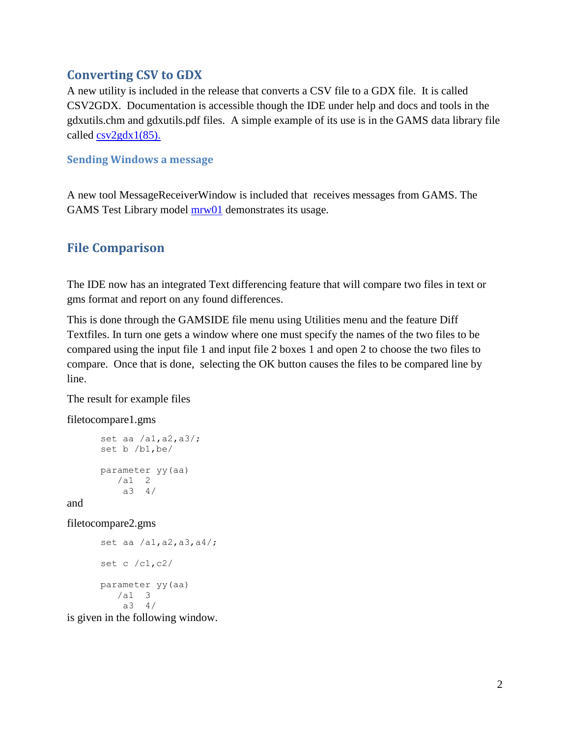## Converting CSV to GDX

A new utility is included in the release that converts a CSV file to a GDX file. It is called CSV2GDX. Documentation is accessible though the IDE under help and docs and tools in the gdxutils.chm and gdxutils.pdf files. A simple example of its use is in the GAMS data library file called [csv2gdx1(85).]()

### Sending Windows a message

A new tool MessageReceiverWindow is included that receives messages from GAMS. The GAMS Test Library model [mrw01]() demonstrates its usage.

## File Comparison

The IDE now has an integrated Text differencing feature that will compare two files in text or gms format and report on any found differences.

This is done through the GAMSIDE file menu using Utilities menu and the feature Diff Textfiles. In turn one gets a window where one must specify the names of the two files to be compared using the input file 1 and input file 2 boxes 1 and open 2 to choose the two files to compare. Once that is done, selecting the OK button causes the files to be compared line by line.

The result for example files

filetocompare1.gms

```
set aa /a1,a2,a3/;
set b /b1,be/

parameter yy(aa)
   /a1  2
    a3  4/
```

and

filetocompare2.gms

```
set aa /a1,a2,a3,a4/;

set c /c1,c2/

parameter yy(aa)
   /a1  3
    a3  4/
```

is given in the following window.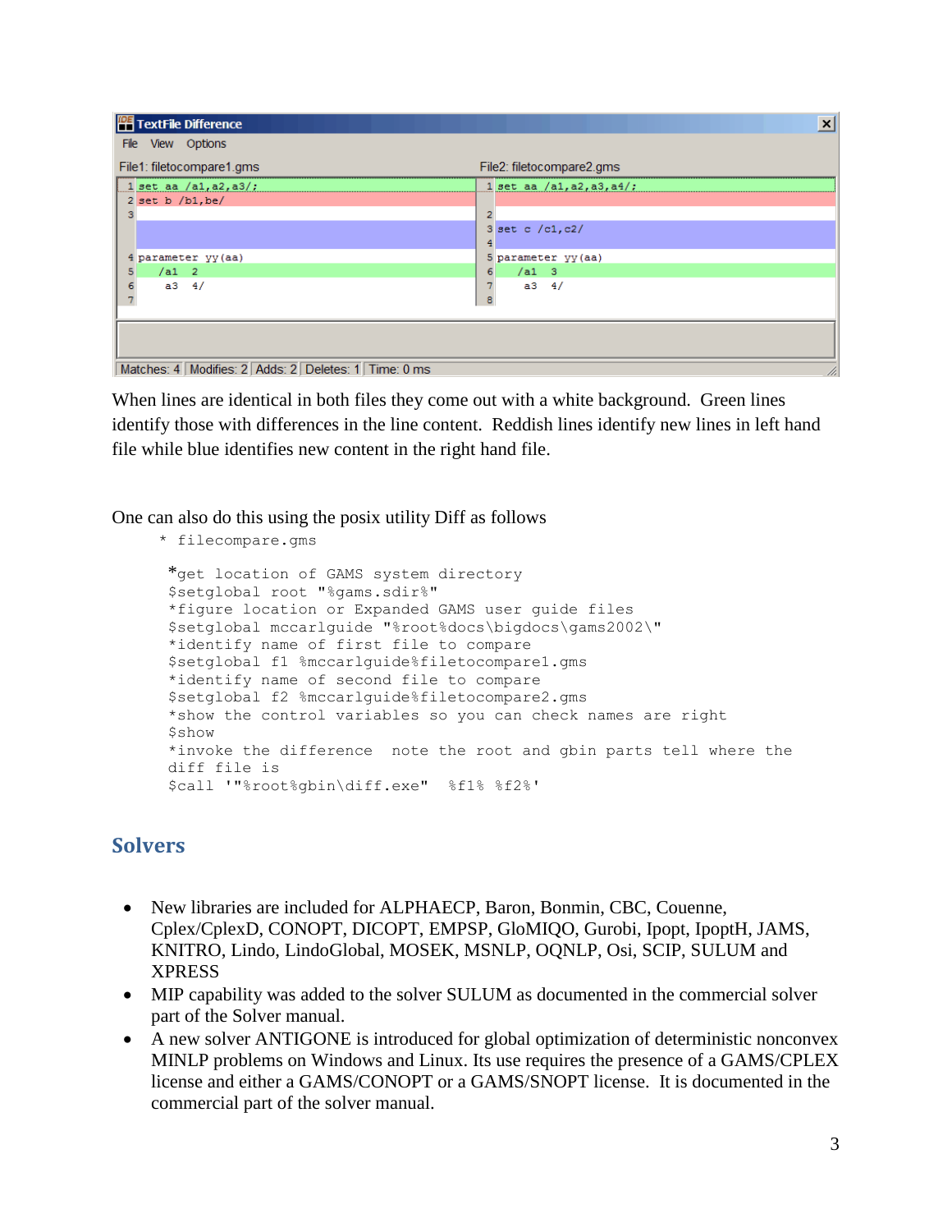When lines are identical in both files they come out with a white background. Green lines identify those with differences in the line content. Reddish lines identify new lines in left hand file while blue identifies new content in the right hand file.

One can also do this using the posix utility Diff as follows

```
* filecompare.gms

*get location of GAMS system directory
$setglobal root "%gams.sdir%"
*figure location or Expanded GAMS user guide files
$setglobal mccarlguide "%root%docs\bigdocs\gams2002\"
*identify name of first file to compare
$setglobal f1 %mccarlguide%filetocompare1.gms
*identify name of second file to compare
$setglobal f2 %mccarlguide%filetocompare2.gms
*show the control variables so you can check names are right
$show
*invoke the difference  note the root and gbin parts tell where the
diff file is
$call '"%root%gbin\diff.exe"  %f1% %f2%'
```

## Solvers

- New libraries are included for ALPHAECP, Baron, Bonmin, CBC, Couenne, Cplex/CplexD, CONOPT, DICOPT, EMPSP, GloMIQO, Gurobi, Ipopt, IpoptH, JAMS, KNITRO, Lindo, LindoGlobal, MOSEK, MSNLP, OQNLP, Osi, SCIP, SULUM and XPRESS
- MIP capability was added to the solver SULUM as documented in the commercial solver part of the Solver manual.
- A new solver ANTIGONE is introduced for global optimization of deterministic nonconvex MINLP problems on Windows and Linux. Its use requires the presence of a GAMS/CPLEX license and either a GAMS/CONOPT or a GAMS/SNOPT license. It is documented in the commercial part of the solver manual.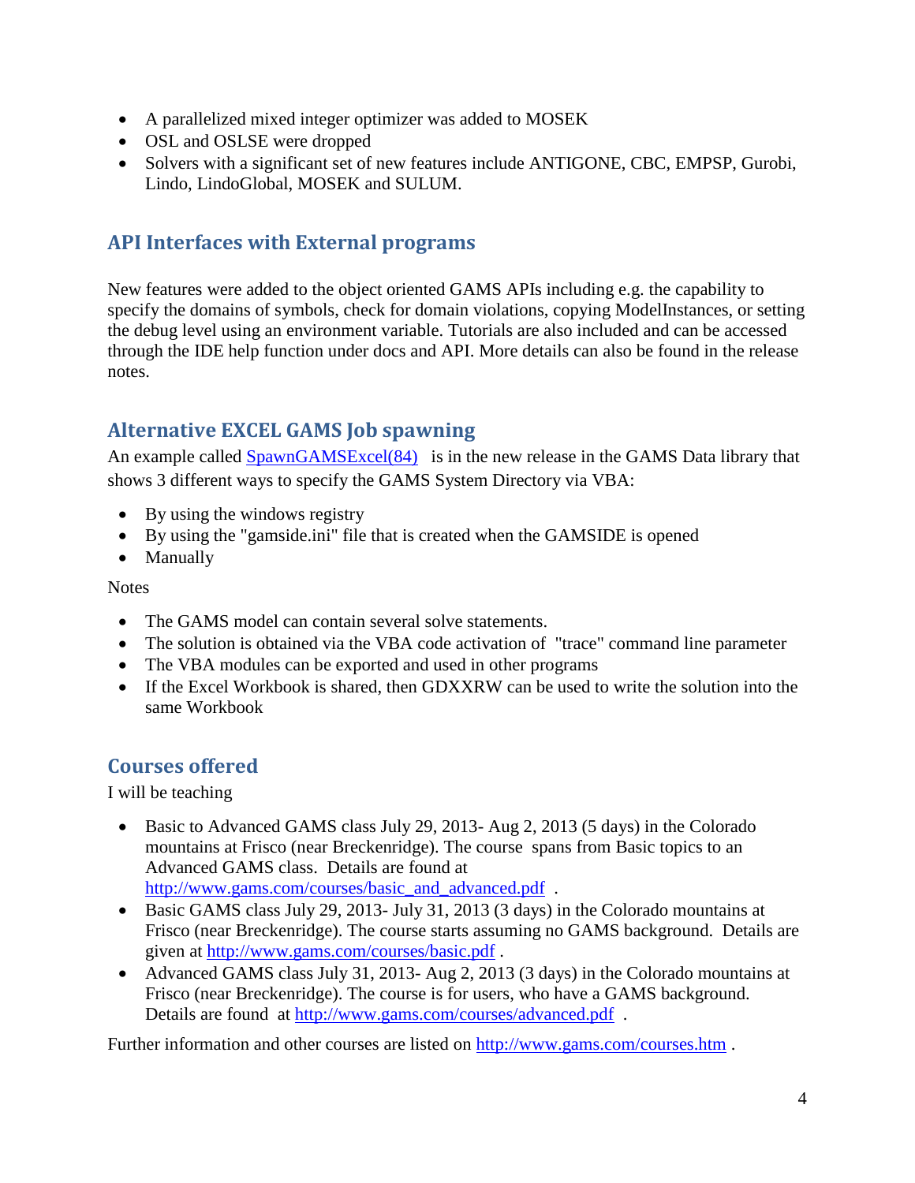- A parallelized mixed integer optimizer was added to MOSEK
- OSL and OSLSE were dropped
- Solvers with a significant set of new features include ANTIGONE, CBC, EMPSP, Gurobi, Lindo, LindoGlobal, MOSEK and SULUM.

## API Interfaces with External programs

New features were added to the object oriented GAMS APIs including e.g. the capability to specify the domains of symbols, check for domain violations, copying ModelInstances, or setting the debug level using an environment variable. Tutorials are also included and can be accessed through the IDE help function under docs and API. More details can also be found in the release notes.

## Alternative EXCEL GAMS Job spawning

An example called SpawnGAMSExcel(84) is in the new release in the GAMS Data library that shows 3 different ways to specify the GAMS System Directory via VBA:

- By using the windows registry
- By using the "gamside.ini" file that is created when the GAMSIDE is opened
- Manually

Notes

- The GAMS model can contain several solve statements.
- The solution is obtained via the VBA code activation of "trace" command line parameter
- The VBA modules can be exported and used in other programs
- If the Excel Workbook is shared, then GDXXRW can be used to write the solution into the same Workbook

## Courses offered

I will be teaching

- Basic to Advanced GAMS class July 29, 2013- Aug 2, 2013 (5 days) in the Colorado mountains at Frisco (near Breckenridge). The course spans from Basic topics to an Advanced GAMS class. Details are found at http://www.gams.com/courses/basic_and_advanced.pdf .
- Basic GAMS class July 29, 2013- July 31, 2013 (3 days) in the Colorado mountains at Frisco (near Breckenridge). The course starts assuming no GAMS background. Details are given at http://www.gams.com/courses/basic.pdf .
- Advanced GAMS class July 31, 2013- Aug 2, 2013 (3 days) in the Colorado mountains at Frisco (near Breckenridge). The course is for users, who have a GAMS background. Details are found at http://www.gams.com/courses/advanced.pdf .

Further information and other courses are listed on http://www.gams.com/courses.htm .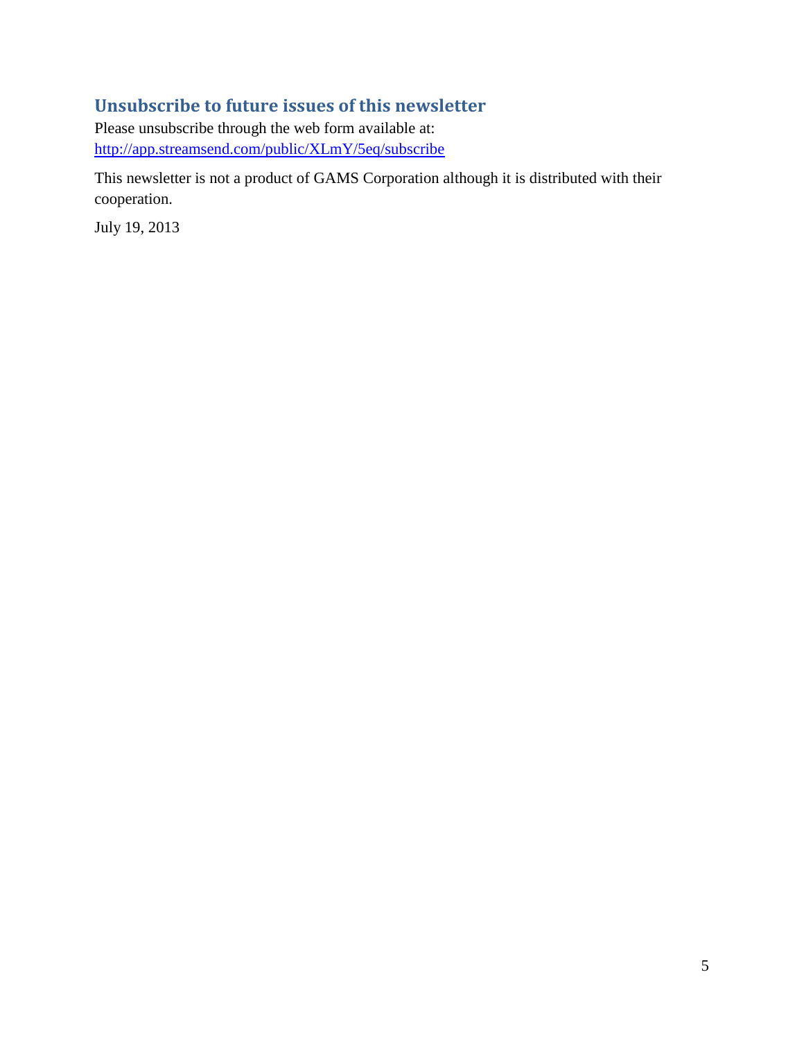## Unsubscribe to future issues of this newsletter

Please unsubscribe through the web form available at:
[http://app.streamsend.com/public/XLmY/5eq/subscribe](http://app.streamsend.com/public/XLmY/5eq/subscribe)

This newsletter is not a product of GAMS Corporation although it is distributed with their cooperation.

July 19, 2013